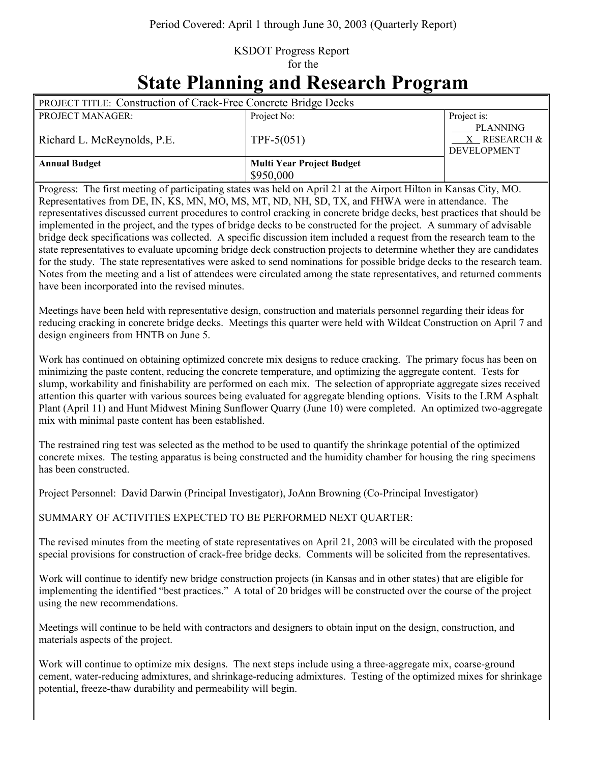Period Covered: April 1 through June 30, 2003 (Quarterly Report)

KSDOT Progress Report
for the

# State Planning and Research Program

| PROJECT TITLE: Construction of Crack-Free Concrete Bridge Decks | | |
|---|---|---|
| PROJECT MANAGER:<br><br>Richard L. McReynolds, P.E. | Project No:<br><br>TPF-5(051) | Project is:<br>____ PLANNING<br>__X__ RESEARCH & DEVELOPMENT |
| **Annual Budget** | **Multi Year Project Budget**<br>$950,000 | |

Progress: The first meeting of participating states was held on April 21 at the Airport Hilton in Kansas City, MO. Representatives from DE, IN, KS, MN, MO, MS, MT, ND, NH, SD, TX, and FHWA were in attendance. The representatives discussed current procedures to control cracking in concrete bridge decks, best practices that should be implemented in the project, and the types of bridge decks to be constructed for the project. A summary of advisable bridge deck specifications was collected. A specific discussion item included a request from the research team to the state representatives to evaluate upcoming bridge deck construction projects to determine whether they are candidates for the study. The state representatives were asked to send nominations for possible bridge decks to the research team. Notes from the meeting and a list of attendees were circulated among the state representatives, and returned comments have been incorporated into the revised minutes.

Meetings have been held with representative design, construction and materials personnel regarding their ideas for reducing cracking in concrete bridge decks. Meetings this quarter were held with Wildcat Construction on April 7 and design engineers from HNTB on June 5.

Work has continued on obtaining optimized concrete mix designs to reduce cracking. The primary focus has been on minimizing the paste content, reducing the concrete temperature, and optimizing the aggregate content. Tests for slump, workability and finishability are performed on each mix. The selection of appropriate aggregate sizes received attention this quarter with various sources being evaluated for aggregate blending options. Visits to the LRM Asphalt Plant (April 11) and Hunt Midwest Mining Sunflower Quarry (June 10) were completed. An optimized two-aggregate mix with minimal paste content has been established.

The restrained ring test was selected as the method to be used to quantify the shrinkage potential of the optimized concrete mixes. The testing apparatus is being constructed and the humidity chamber for housing the ring specimens has been constructed.

Project Personnel: David Darwin (Principal Investigator), JoAnn Browning (Co-Principal Investigator)

SUMMARY OF ACTIVITIES EXPECTED TO BE PERFORMED NEXT QUARTER:

The revised minutes from the meeting of state representatives on April 21, 2003 will be circulated with the proposed special provisions for construction of crack-free bridge decks. Comments will be solicited from the representatives.

Work will continue to identify new bridge construction projects (in Kansas and in other states) that are eligible for implementing the identified "best practices." A total of 20 bridges will be constructed over the course of the project using the new recommendations.

Meetings will continue to be held with contractors and designers to obtain input on the design, construction, and materials aspects of the project.

Work will continue to optimize mix designs. The next steps include using a three-aggregate mix, coarse-ground cement, water-reducing admixtures, and shrinkage-reducing admixtures. Testing of the optimized mixes for shrinkage potential, freeze-thaw durability and permeability will begin.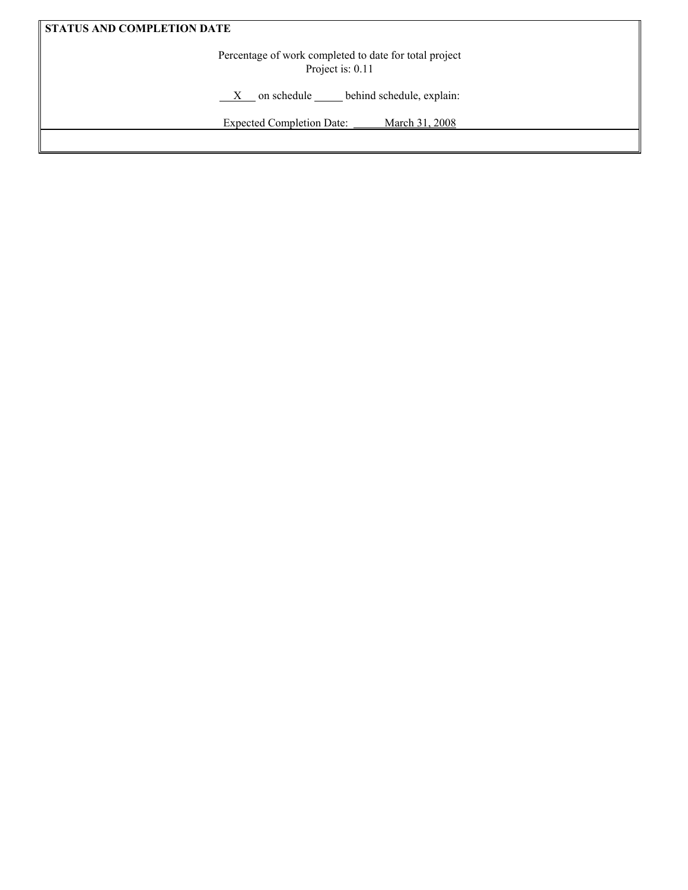**STATUS AND COMPLETION DATE**

Percentage of work completed to date for total project
Project is: 0.11

\_\_X\_\_ on schedule \_\_\_\_\_ behind schedule, explain:

Expected Completion Date: March 31, 2008